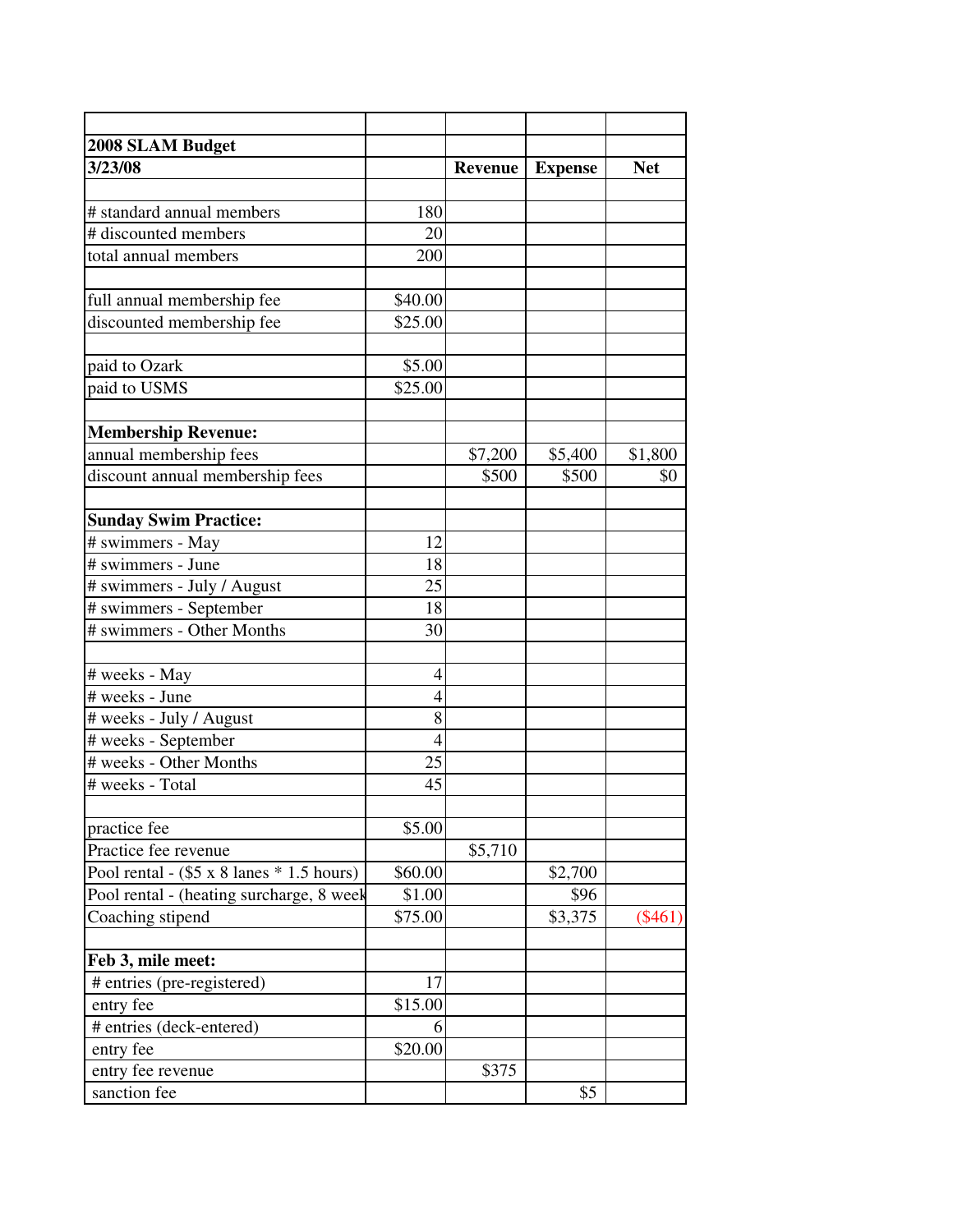| | | | | |
|---|---|---|---|---|
| **2008 SLAM Budget** | | | | |
| **3/23/08** | | **Revenue** | **Expense** | **Net** |
| | | | | |
| # standard annual members | 180 | | | |
| # discounted members | 20 | | | |
| total annual members | 200 | | | |
| | | | | |
| full annual membership fee | $40.00 | | | |
| discounted membership fee | $25.00 | | | |
| | | | | |
| paid to Ozark | $5.00 | | | |
| paid to USMS | $25.00 | | | |
| | | | | |
| **Membership Revenue:** | | | | |
| annual membership fees | | $7,200 | $5,400 | $1,800 |
| discount annual membership fees | | $500 | $500 | $0 |
| | | | | |
| **Sunday Swim Practice:** | | | | |
| # swimmers - May | 12 | | | |
| # swimmers - June | 18 | | | |
| # swimmers - July / August | 25 | | | |
| # swimmers - September | 18 | | | |
| # swimmers - Other Months | 30 | | | |
| | | | | |
| # weeks - May | 4 | | | |
| # weeks - June | 4 | | | |
| # weeks - July / August | 8 | | | |
| # weeks - September | 4 | | | |
| # weeks - Other Months | 25 | | | |
| # weeks - Total | 45 | | | |
| | | | | |
| practice fee | $5.00 | | | |
| Practice fee revenue | | $5,710 | | |
| Pool rental - ($5 x 8 lanes * 1.5 hours) | $60.00 | | $2,700 | |
| Pool rental - (heating surcharge, 8 week | $1.00 | | $96 | |
| Coaching stipend | $75.00 | | $3,375 | ($461) |
| | | | | |
| **Feb 3, mile meet:** | | | | |
| # entries (pre-registered) | 17 | | | |
| entry fee | $15.00 | | | |
| # entries (deck-entered) | 6 | | | |
| entry fee | $20.00 | | | |
| entry fee revenue | | $375 | | |
| sanction fee | | | $5 | |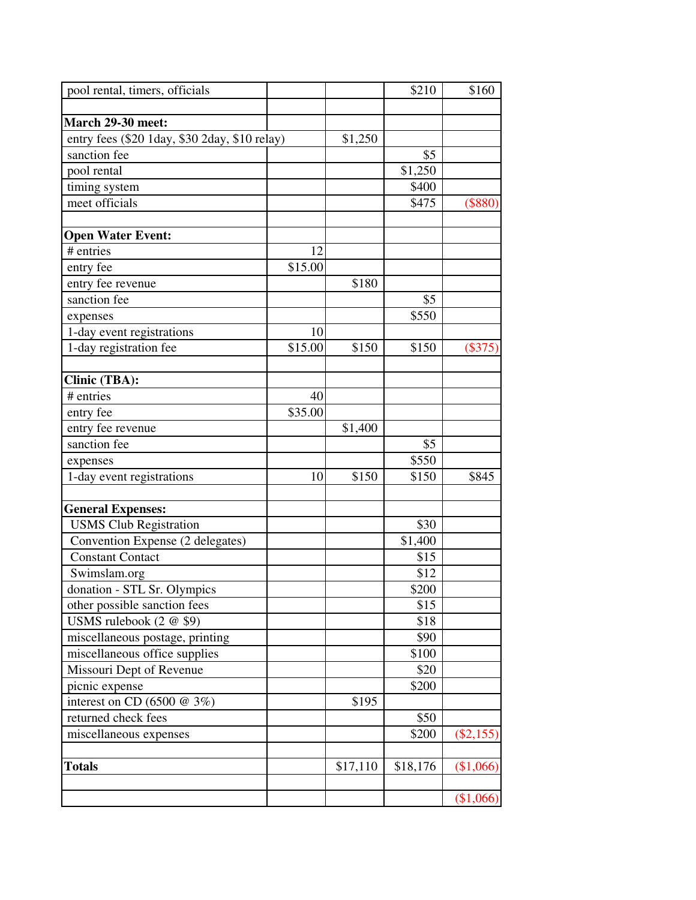| | | | | |
|---|---|---|---|---|
| pool rental, timers, officials | | | $210 | $160 |
| | | | | |
| **March 29-30 meet:** | | | | |
| entry fees ($20 1day, $30 2day, $10 relay) | | $1,250 | | |
| sanction fee | | | $5 | |
| pool rental | | | $1,250 | |
| timing system | | | $400 | |
| meet officials | | | $475 | ($880) |
| | | | | |
| **Open Water Event:** | | | | |
| # entries | 12 | | | |
| entry fee | $15.00 | | | |
| entry fee revenue | | $180 | | |
| sanction fee | | | $5 | |
| expenses | | | $550 | |
| 1-day event registrations | 10 | | | |
| 1-day registration fee | $15.00 | $150 | $150 | ($375) |
| | | | | |
| **Clinic (TBA):** | | | | |
| # entries | 40 | | | |
| entry fee | $35.00 | | | |
| entry fee revenue | | $1,400 | | |
| sanction fee | | | $5 | |
| expenses | | | $550 | |
| 1-day event registrations | 10 | $150 | $150 | $845 |
| | | | | |
| **General Expenses:** | | | | |
| USMS Club Registration | | | $30 | |
| Convention Expense (2 delegates) | | | $1,400 | |
| Constant Contact | | | $15 | |
| Swimslam.org | | | $12 | |
| donation - STL Sr. Olympics | | | $200 | |
| other possible sanction fees | | | $15 | |
| USMS rulebook (2 @ $9) | | | $18 | |
| miscellaneous postage, printing | | | $90 | |
| miscellaneous office supplies | | | $100 | |
| Missouri Dept of Revenue | | | $20 | |
| picnic expense | | | $200 | |
| interest on CD (6500 @ 3%) | | $195 | | |
| returned check fees | | | $50 | |
| miscellaneous expenses | | | $200 | ($2,155) |
| | | | | |
| **Totals** | | $17,110 | $18,176 | ($1,066) |
| | | | | |
| | | | | ($1,066) |